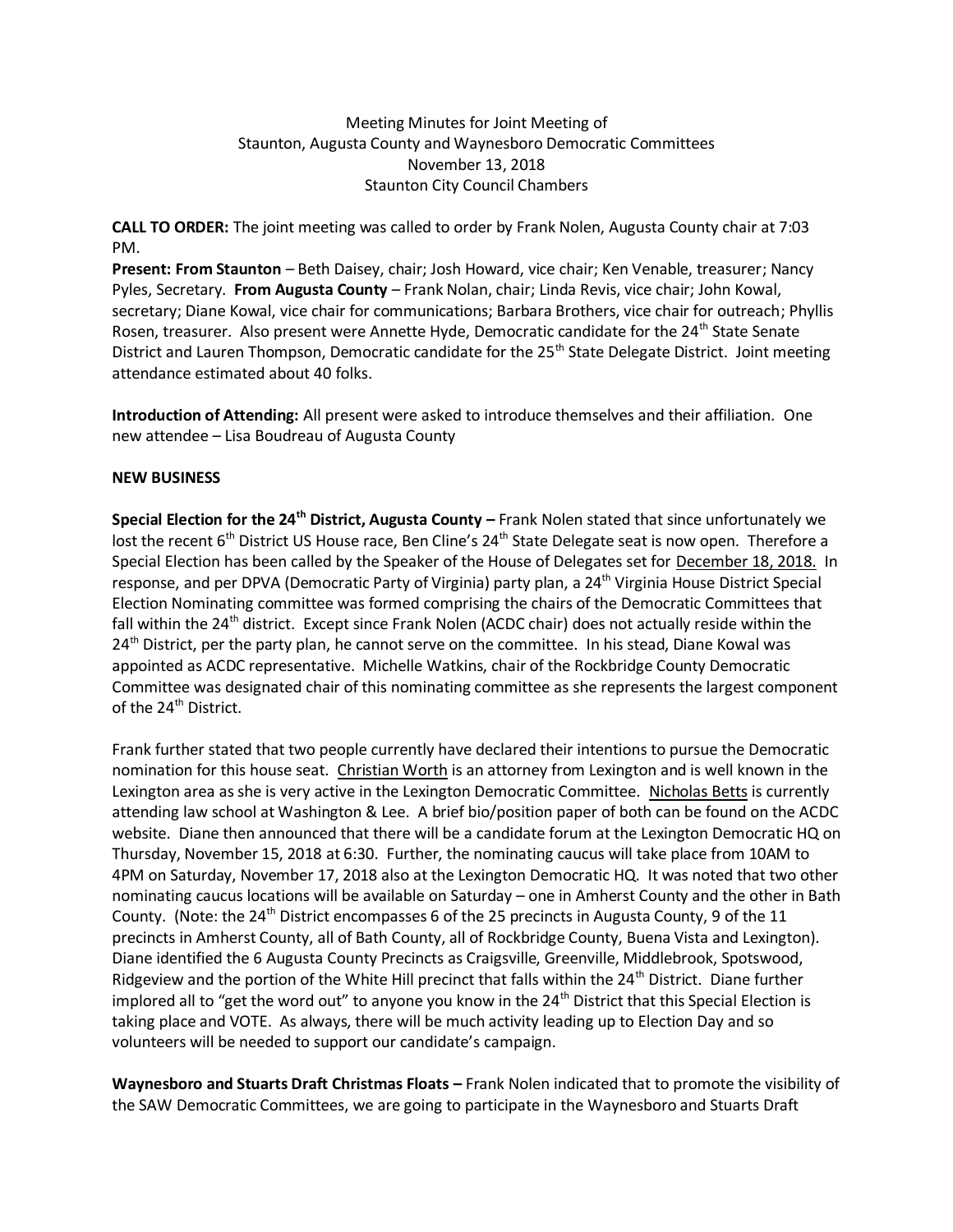Meeting Minutes for Joint Meeting of
Staunton, Augusta County and Waynesboro Democratic Committees
November 13, 2018
Staunton City Council Chambers

**CALL TO ORDER:** The joint meeting was called to order by Frank Nolen, Augusta County chair at 7:03 PM.

**Present: From Staunton** – Beth Daisey, chair; Josh Howard, vice chair; Ken Venable, treasurer; Nancy Pyles, Secretary. **From Augusta County** – Frank Nolan, chair; Linda Revis, vice chair; John Kowal, secretary; Diane Kowal, vice chair for communications; Barbara Brothers, vice chair for outreach; Phyllis Rosen, treasurer. Also present were Annette Hyde, Democratic candidate for the 24th State Senate District and Lauren Thompson, Democratic candidate for the 25th State Delegate District. Joint meeting attendance estimated about 40 folks.

**Introduction of Attending:** All present were asked to introduce themselves and their affiliation. One new attendee – Lisa Boudreau of Augusta County

**NEW BUSINESS**

**Special Election for the 24th District, Augusta County –** Frank Nolen stated that since unfortunately we lost the recent 6th District US House race, Ben Cline's 24th State Delegate seat is now open. Therefore a Special Election has been called by the Speaker of the House of Delegates set for December 18, 2018. In response, and per DPVA (Democratic Party of Virginia) party plan, a 24th Virginia House District Special Election Nominating committee was formed comprising the chairs of the Democratic Committees that fall within the 24th district. Except since Frank Nolen (ACDC chair) does not actually reside within the 24th District, per the party plan, he cannot serve on the committee. In his stead, Diane Kowal was appointed as ACDC representative. Michelle Watkins, chair of the Rockbridge County Democratic Committee was designated chair of this nominating committee as she represents the largest component of the 24th District.

Frank further stated that two people currently have declared their intentions to pursue the Democratic nomination for this house seat. Christian Worth is an attorney from Lexington and is well known in the Lexington area as she is very active in the Lexington Democratic Committee. Nicholas Betts is currently attending law school at Washington & Lee. A brief bio/position paper of both can be found on the ACDC website. Diane then announced that there will be a candidate forum at the Lexington Democratic HQ on Thursday, November 15, 2018 at 6:30. Further, the nominating caucus will take place from 10AM to 4PM on Saturday, November 17, 2018 also at the Lexington Democratic HQ. It was noted that two other nominating caucus locations will be available on Saturday – one in Amherst County and the other in Bath County. (Note: the 24th District encompasses 6 of the 25 precincts in Augusta County, 9 of the 11 precincts in Amherst County, all of Bath County, all of Rockbridge County, Buena Vista and Lexington). Diane identified the 6 Augusta County Precincts as Craigsville, Greenville, Middlebrook, Spotswood, Ridgeview and the portion of the White Hill precinct that falls within the 24th District. Diane further implored all to "get the word out" to anyone you know in the 24th District that this Special Election is taking place and VOTE. As always, there will be much activity leading up to Election Day and so volunteers will be needed to support our candidate's campaign.

**Waynesboro and Stuarts Draft Christmas Floats –** Frank Nolen indicated that to promote the visibility of the SAW Democratic Committees, we are going to participate in the Waynesboro and Stuarts Draft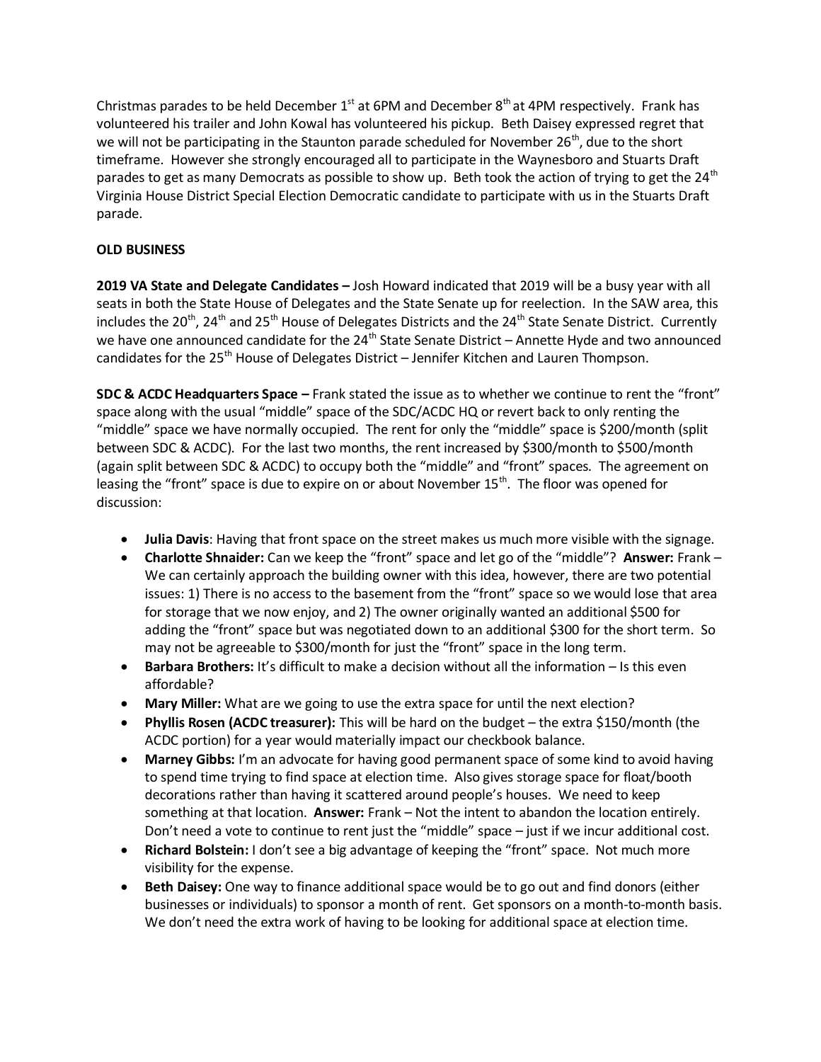Christmas parades to be held December 1st at 6PM and December 8th at 4PM respectively. Frank has volunteered his trailer and John Kowal has volunteered his pickup. Beth Daisey expressed regret that we will not be participating in the Staunton parade scheduled for November 26th, due to the short timeframe. However she strongly encouraged all to participate in the Waynesboro and Stuarts Draft parades to get as many Democrats as possible to show up. Beth took the action of trying to get the 24th Virginia House District Special Election Democratic candidate to participate with us in the Stuarts Draft parade.

**OLD BUSINESS**

**2019 VA State and Delegate Candidates –** Josh Howard indicated that 2019 will be a busy year with all seats in both the State House of Delegates and the State Senate up for reelection. In the SAW area, this includes the 20th, 24th and 25th House of Delegates Districts and the 24th State Senate District. Currently we have one announced candidate for the 24th State Senate District – Annette Hyde and two announced candidates for the 25th House of Delegates District – Jennifer Kitchen and Lauren Thompson.

**SDC & ACDC Headquarters Space –** Frank stated the issue as to whether we continue to rent the "front" space along with the usual "middle" space of the SDC/ACDC HQ or revert back to only renting the "middle" space we have normally occupied. The rent for only the "middle" space is $200/month (split between SDC & ACDC). For the last two months, the rent increased by $300/month to $500/month (again split between SDC & ACDC) to occupy both the "middle" and "front" spaces. The agreement on leasing the "front" space is due to expire on or about November 15th. The floor was opened for discussion:

- **Julia Davis**: Having that front space on the street makes us much more visible with the signage.
- **Charlotte Shnaider:** Can we keep the "front" space and let go of the "middle"? **Answer:** Frank – We can certainly approach the building owner with this idea, however, there are two potential issues: 1) There is no access to the basement from the "front" space so we would lose that area for storage that we now enjoy, and 2) The owner originally wanted an additional $500 for adding the "front" space but was negotiated down to an additional $300 for the short term. So may not be agreeable to $300/month for just the "front" space in the long term.
- **Barbara Brothers:** It's difficult to make a decision without all the information – Is this even affordable?
- **Mary Miller:** What are we going to use the extra space for until the next election?
- **Phyllis Rosen (ACDC treasurer):** This will be hard on the budget – the extra $150/month (the ACDC portion) for a year would materially impact our checkbook balance.
- **Marney Gibbs:** I'm an advocate for having good permanent space of some kind to avoid having to spend time trying to find space at election time. Also gives storage space for float/booth decorations rather than having it scattered around people's houses. We need to keep something at that location. **Answer:** Frank – Not the intent to abandon the location entirely. Don't need a vote to continue to rent just the "middle" space – just if we incur additional cost.
- **Richard Bolstein:** I don't see a big advantage of keeping the "front" space. Not much more visibility for the expense.
- **Beth Daisey:** One way to finance additional space would be to go out and find donors (either businesses or individuals) to sponsor a month of rent. Get sponsors on a month-to-month basis. We don't need the extra work of having to be looking for additional space at election time.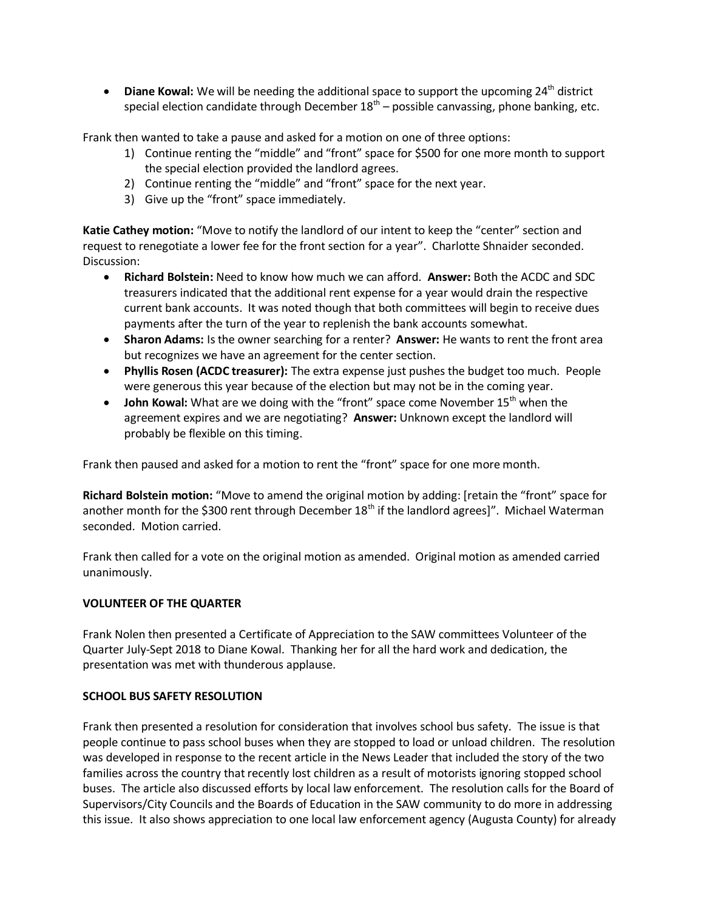- **Diane Kowal:** We will be needing the additional space to support the upcoming 24th district special election candidate through December 18th – possible canvassing, phone banking, etc.

Frank then wanted to take a pause and asked for a motion on one of three options:

1) Continue renting the "middle" and "front" space for $500 for one more month to support the special election provided the landlord agrees.
2) Continue renting the "middle" and "front" space for the next year.
3) Give up the "front" space immediately.

**Katie Cathey motion:** "Move to notify the landlord of our intent to keep the "center" section and request to renegotiate a lower fee for the front section for a year". Charlotte Shnaider seconded. Discussion:

- **Richard Bolstein:** Need to know how much we can afford. **Answer:** Both the ACDC and SDC treasurers indicated that the additional rent expense for a year would drain the respective current bank accounts. It was noted though that both committees will begin to receive dues payments after the turn of the year to replenish the bank accounts somewhat.
- **Sharon Adams:** Is the owner searching for a renter? **Answer:** He wants to rent the front area but recognizes we have an agreement for the center section.
- **Phyllis Rosen (ACDC treasurer):** The extra expense just pushes the budget too much. People were generous this year because of the election but may not be in the coming year.
- **John Kowal:** What are we doing with the "front" space come November 15th when the agreement expires and we are negotiating? **Answer:** Unknown except the landlord will probably be flexible on this timing.

Frank then paused and asked for a motion to rent the "front" space for one more month.

**Richard Bolstein motion:** "Move to amend the original motion by adding: [retain the "front" space for another month for the $300 rent through December 18th if the landlord agrees]". Michael Waterman seconded. Motion carried.

Frank then called for a vote on the original motion as amended. Original motion as amended carried unanimously.

**VOLUNTEER OF THE QUARTER**

Frank Nolen then presented a Certificate of Appreciation to the SAW committees Volunteer of the Quarter July-Sept 2018 to Diane Kowal. Thanking her for all the hard work and dedication, the presentation was met with thunderous applause.

**SCHOOL BUS SAFETY RESOLUTION**

Frank then presented a resolution for consideration that involves school bus safety. The issue is that people continue to pass school buses when they are stopped to load or unload children. The resolution was developed in response to the recent article in the News Leader that included the story of the two families across the country that recently lost children as a result of motorists ignoring stopped school buses. The article also discussed efforts by local law enforcement. The resolution calls for the Board of Supervisors/City Councils and the Boards of Education in the SAW community to do more in addressing this issue. It also shows appreciation to one local law enforcement agency (Augusta County) for already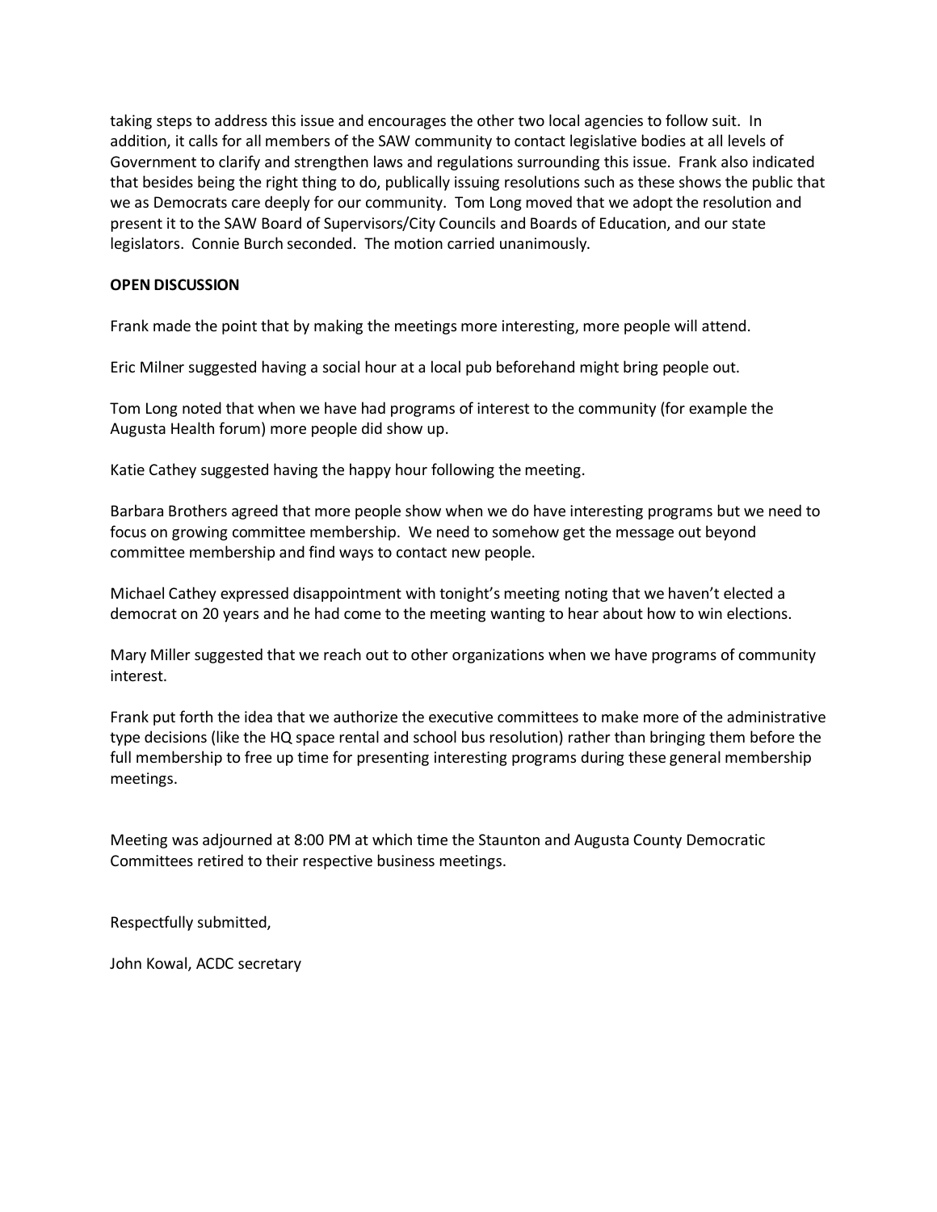taking steps to address this issue and encourages the other two local agencies to follow suit. In addition, it calls for all members of the SAW community to contact legislative bodies at all levels of Government to clarify and strengthen laws and regulations surrounding this issue. Frank also indicated that besides being the right thing to do, publically issuing resolutions such as these shows the public that we as Democrats care deeply for our community. Tom Long moved that we adopt the resolution and present it to the SAW Board of Supervisors/City Councils and Boards of Education, and our state legislators. Connie Burch seconded. The motion carried unanimously.

**OPEN DISCUSSION**

Frank made the point that by making the meetings more interesting, more people will attend.

Eric Milner suggested having a social hour at a local pub beforehand might bring people out.

Tom Long noted that when we have had programs of interest to the community (for example the Augusta Health forum) more people did show up.

Katie Cathey suggested having the happy hour following the meeting.

Barbara Brothers agreed that more people show when we do have interesting programs but we need to focus on growing committee membership. We need to somehow get the message out beyond committee membership and find ways to contact new people.

Michael Cathey expressed disappointment with tonight's meeting noting that we haven't elected a democrat on 20 years and he had come to the meeting wanting to hear about how to win elections.

Mary Miller suggested that we reach out to other organizations when we have programs of community interest.

Frank put forth the idea that we authorize the executive committees to make more of the administrative type decisions (like the HQ space rental and school bus resolution) rather than bringing them before the full membership to free up time for presenting interesting programs during these general membership meetings.

Meeting was adjourned at 8:00 PM at which time the Staunton and Augusta County Democratic Committees retired to their respective business meetings.

Respectfully submitted,

John Kowal, ACDC secretary